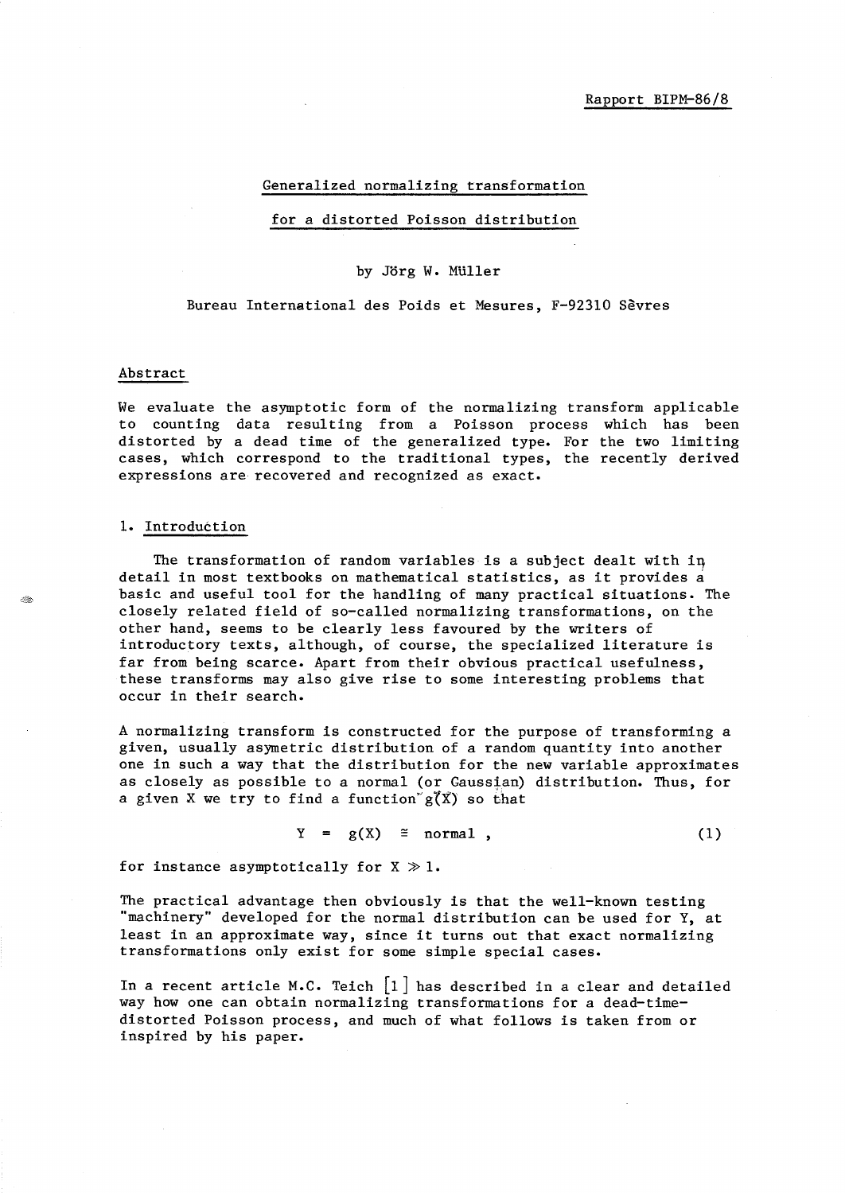Rapport BIPM-86/8

# Generalized normalizing transformation for a distorted Poisson distribution

by Jörg W. Müller

Bureau International des Poids et Mesures, F-92310 Sèvres

## Abstract

We evaluate the asymptotic form of the normalizing transform applicable to counting data resulting from a Poisson process which has been distorted by a dead time of the generalized type. For the two limiting cases, which correspond to the traditional types, the recently derived expressions are recovered and recognized as exact.

## 1. Introduction

The transformation of random variables is a subject dealt with in detail in most textbooks on mathematical statistics, as it provides a basic and useful tool for the handling of many practical situations. The closely related field of so-called normalizing transformations, on the other hand, seems to be clearly less favoured by the writers of introductory texts, although, of course, the specialized literature is far from being scarce. Apart from their obvious practical usefulness, these transforms may also give rise to some interesting problems that occur in their search.

A normalizing transform is constructed for the purpose of transforming a given, usually asymetric distribution of a random quantity into another one in such a way that the distribution for the new variable approximates as closely as possible to a normal (or Gaussian) distribution. Thus, for a given X we try to find a function $g(X)$ so that

$$Y = g(X) \cong \text{normal} , \tag{1}$$

for instance asymptotically for $X \gg 1$.

The practical advantage then obviously is that the well-known testing "machinery" developed for the normal distribution can be used for Y, at least in an approximate way, since it turns out that exact normalizing transformations only exist for some simple special cases.

In a recent article M.C. Teich [1] has described in a clear and detailed way how one can obtain normalizing transformations for a dead-time-distorted Poisson process, and much of what follows is taken from or inspired by his paper.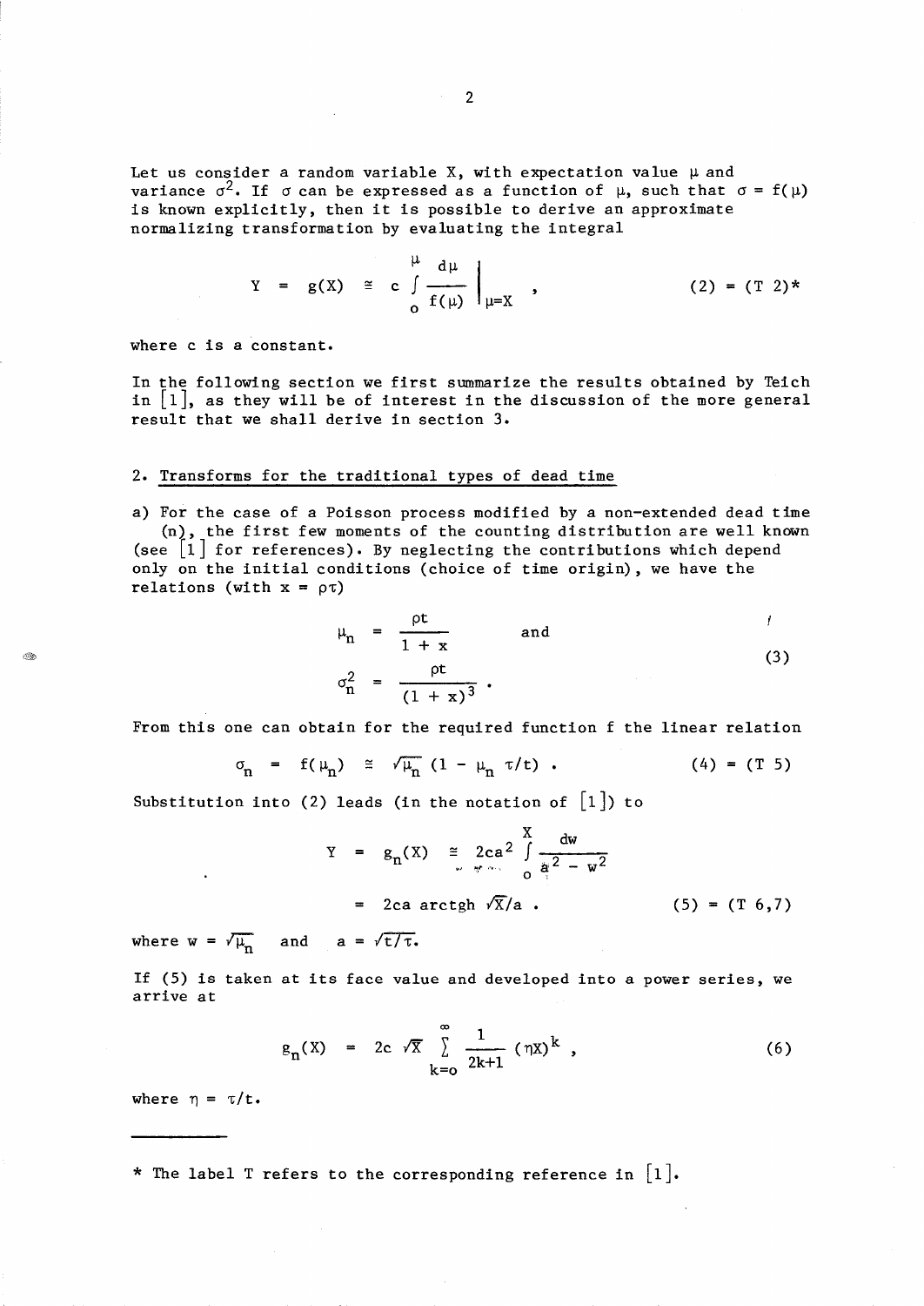Let us consider a random variable X, with expectation value $\mu$ and variance $\sigma^2$. If $\sigma$ can be expressed as a function of $\mu$, such that $\sigma = f(\mu)$ is known explicitly, then it is possible to derive an approximate normalizing transformation by evaluating the integral

$$Y = g(X) \cong c \int_0^{\mu} \frac{d\mu}{f(\mu)} \Bigg|_{\mu=X} , \qquad (2) = (T\ 2)^*$$

where c is a constant.

In the following section we first summarize the results obtained by Teich in [1], as they will be of interest in the discussion of the more general result that we shall derive in section 3.

## 2. Transforms for the traditional types of dead time

a) For the case of a Poisson process modified by a non-extended dead time (n), the first few moments of the counting distribution are well known (see [1] for references). By neglecting the contributions which depend only on the initial conditions (choice of time origin), we have the relations (with $x = \rho\tau$)

$$\mu_n = \frac{\rho t}{1 + x} \quad \text{and} \qquad (3)$$
$$\sigma_n^2 = \frac{\rho t}{(1 + x)^3} .$$

From this one can obtain for the required function f the linear relation

$$\sigma_n = f(\mu_n) \cong \sqrt{\mu_n}\,(1 - \mu_n\,\tau/t) . \qquad (4) = (T\ 5)$$

Substitution into (2) leads (in the notation of [1]) to

$$Y = g_n(X) \cong 2ca^2 \int_0^{X} \frac{dw}{a^2 - w^2}$$
$$= 2ca \text{ arctgh } \sqrt{X}/a . \qquad (5) = (T\ 6,7)$$

where $w = \sqrt{\mu_n}$ and $a = \sqrt{t/\tau}$.

If (5) is taken at its face value and developed into a power series, we arrive at

$$g_n(X) = 2c\,\sqrt{X} \sum_{k=0}^{\infty} \frac{1}{2k+1} (\eta X)^k , \qquad (6)$$

where $\eta = \tau/t$.

---

\* The label T refers to the corresponding reference in [1].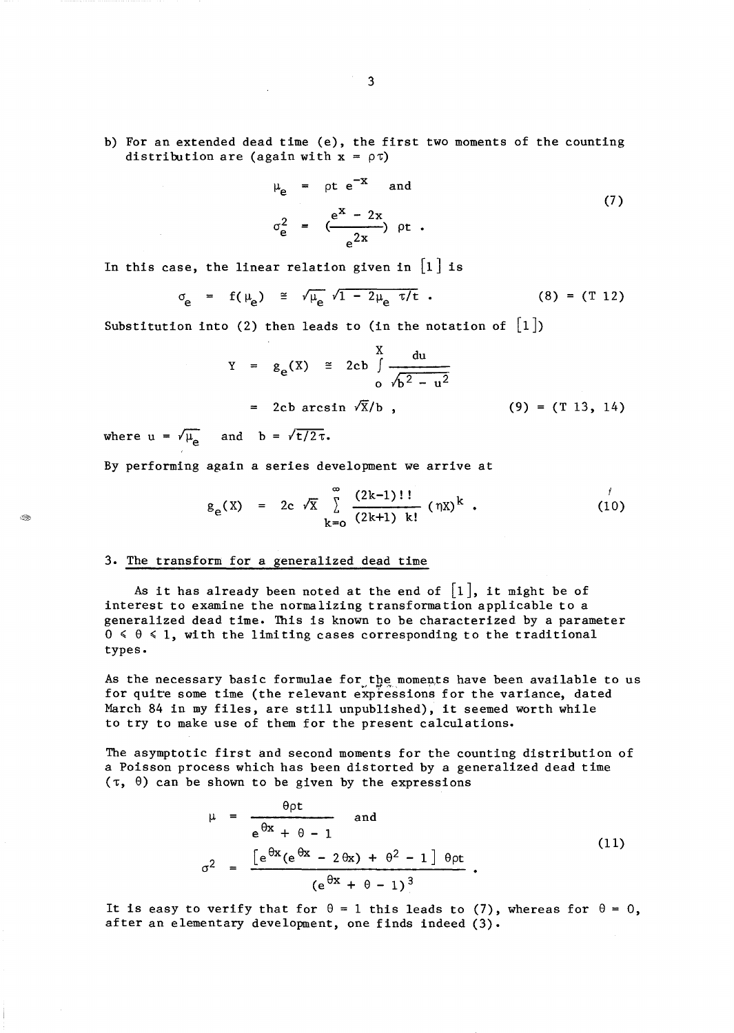b) For an extended dead time (e), the first two moments of the counting distribution are (again with $x = \rho\tau$)

$$\mu_e = \rho t \, e^{-x} \quad \text{and}$$
$$\sigma_e^2 = \left(\frac{e^x - 2x}{e^{2x}}\right) \rho t \, . \tag{7}$$

In this case, the linear relation given in [1] is

$$\sigma_e = f(\mu_e) \cong \sqrt{\mu_e} \, \sqrt{1 - 2\mu_e \, \tau/t} \, . \tag{8) = (T 12}$$

Substitution into (2) then leads to (in the notation of [1])

$$Y = g_e(X) \cong 2cb \int_0^{X} \frac{du}{\sqrt{b^2 - u^2}}$$
$$= 2cb \arcsin \sqrt{X}/b \, , \tag{9) = (T 13, 14}$$

where $u = \sqrt{\mu_e}$ and $b = \sqrt{t/2\tau}$.

By performing again a series development we arrive at

$$g_e(X) = 2c \sqrt{X} \sum_{k=0}^{\infty} \frac{(2k-1)!!}{(2k+1)\; k!} (\eta X)^k \, . \tag{10}$$

## 3. The transform for a generalized dead time

As it has already been noted at the end of [1], it might be of interest to examine the normalizing transformation applicable to a generalized dead time. This is known to be characterized by a parameter $0 \leqslant \theta \leqslant 1$, with the limiting cases corresponding to the traditional types.

As the necessary basic formulae for the moments have been available to us for quite some time (the relevant expressions for the variance, dated March 84 in my files, are still unpublished), it seemed worth while to try to make use of them for the present calculations.

The asymptotic first and second moments for the counting distribution of a Poisson process which has been distorted by a generalized dead time $(\tau, \theta)$ can be shown to be given by the expressions

$$\mu = \frac{\theta \rho t}{e^{\theta x} + \theta - 1} \quad \text{and}$$
$$\sigma^2 = \frac{\left[ e^{\theta x}(e^{\theta x} - 2\theta x) + \theta^2 - 1 \right] \theta \rho t}{(e^{\theta x} + \theta - 1)^3} \, . \tag{11}$$

It is easy to verify that for $\theta = 1$ this leads to (7), whereas for $\theta = 0$, after an elementary development, one finds indeed (3).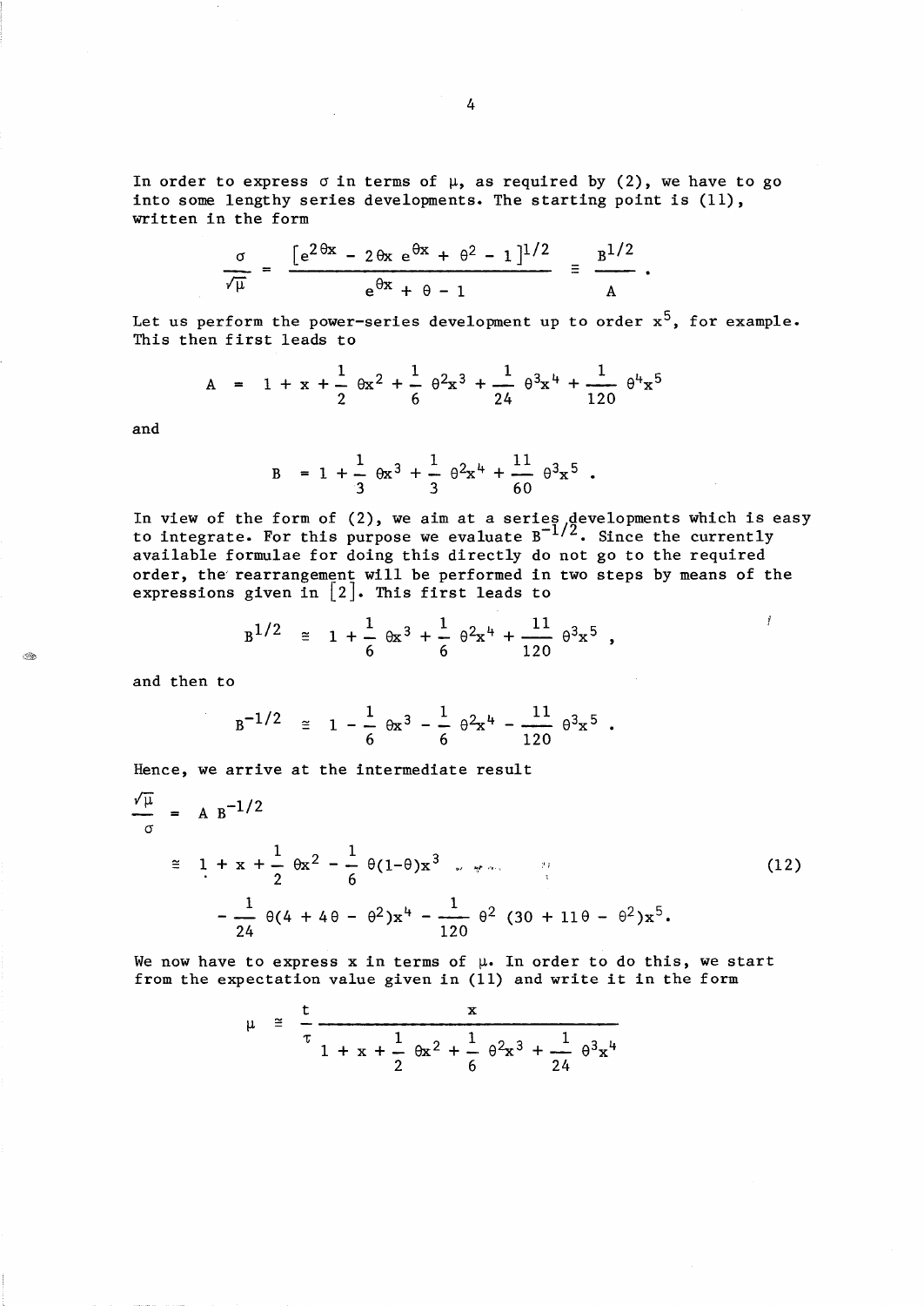In order to express $\sigma$ in terms of $\mu$, as required by (2), we have to go into some lengthy series developments. The starting point is (11), written in the form

$$\frac{\sigma}{\sqrt{\mu}} = \frac{\left[e^{2\theta x} - 2\theta x\, e^{\theta x} + \theta^2 - 1\right]^{1/2}}{e^{\theta x} + \theta - 1} \equiv \frac{B^{1/2}}{A} .$$

Let us perform the power-series development up to order $x^5$, for example. This then first leads to

$$A = 1 + x + \frac{1}{2}\,\theta x^2 + \frac{1}{6}\,\theta^2 x^3 + \frac{1}{24}\,\theta^3 x^4 + \frac{1}{120}\,\theta^4 x^5$$

and

$$B = 1 + \frac{1}{3}\,\theta x^3 + \frac{1}{3}\,\theta^2 x^4 + \frac{11}{60}\,\theta^3 x^5 .$$

In view of the form of (2), we aim at a series developments which is easy to integrate. For this purpose we evaluate $B^{-1/2}$. Since the currently available formulae for doing this directly do not go to the required order, the rearrangement will be performed in two steps by means of the expressions given in [2]. This first leads to

$$B^{1/2} \cong 1 + \frac{1}{6}\,\theta x^3 + \frac{1}{6}\,\theta^2 x^4 + \frac{11}{120}\,\theta^3 x^5 ,$$

and then to

$$B^{-1/2} \cong 1 - \frac{1}{6}\,\theta x^3 - \frac{1}{6}\,\theta^2 x^4 - \frac{11}{120}\,\theta^3 x^5 .$$

Hence, we arrive at the intermediate result

$$\begin{aligned}\frac{\sqrt{\mu}}{\sigma} &= A\,B^{-1/2} \\ &\cong 1 + x + \frac{1}{2}\,\theta x^2 - \frac{1}{6}\,\theta(1-\theta)x^3 \\ &\quad - \frac{1}{24}\,\theta(4 + 4\theta - \theta^2)x^4 - \frac{1}{120}\,\theta^2\,(30 + 11\theta - \theta^2)x^5.\end{aligned} \tag{12}$$

We now have to express $x$ in terms of $\mu$. In order to do this, we start from the expectation value given in (11) and write it in the form

$$\mu \cong \frac{t}{\tau}\,\frac{x}{1 + x + \frac{1}{2}\,\theta x^2 + \frac{1}{6}\,\theta^2 x^3 + \frac{1}{24}\,\theta^3 x^4}$$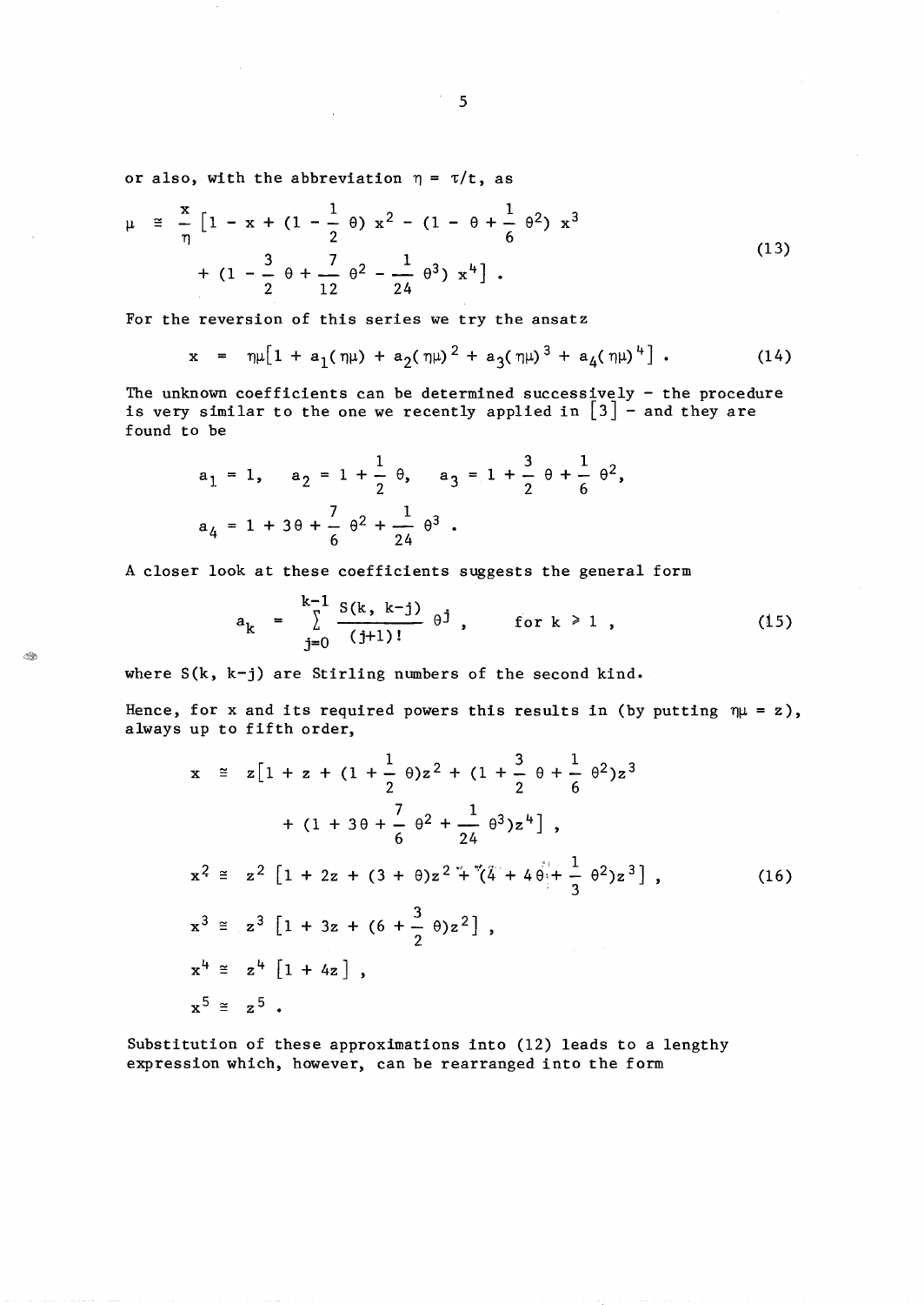or also, with the abbreviation $\eta = \tau/t$, as

$$
\mu \cong \frac{x}{\eta} \left[ 1 - x + (1 - \frac{1}{2}\theta)\, x^2 - (1 - \theta + \frac{1}{6}\theta^2)\, x^3 + (1 - \frac{3}{2}\theta + \frac{7}{12}\theta^2 - \frac{1}{24}\theta^3)\, x^4 \right] . \tag{13}
$$

For the reversion of this series we try the ansatz

$$
x = \eta\mu\left[ 1 + a_1(\eta\mu) + a_2(\eta\mu)^2 + a_3(\eta\mu)^3 + a_4(\eta\mu)^4 \right] . \tag{14}
$$

The unknown coefficients can be determined successively – the procedure is very similar to the one we recently applied in [3] – and they are found to be

$$
a_1 = 1, \quad a_2 = 1 + \frac{1}{2}\theta, \quad a_3 = 1 + \frac{3}{2}\theta + \frac{1}{6}\theta^2,
$$

$$
a_4 = 1 + 3\theta + \frac{7}{6}\theta^2 + \frac{1}{24}\theta^3 .
$$

A closer look at these coefficients suggests the general form

$$
a_k = \sum_{j=0}^{k-1} \frac{S(k,\, k-j)}{(j+1)!}\, \theta^j , \qquad \text{for } k \geq 1 , \tag{15}
$$

where $S(k, k-j)$ are Stirling numbers of the second kind.

Hence, for $x$ and its required powers this results in (by putting $\eta\mu = z$), always up to fifth order,

$$
\begin{aligned}
x &\cong z\left[ 1 + z + (1 + \frac{1}{2}\theta)z^2 + (1 + \frac{3}{2}\theta + \frac{1}{6}\theta^2)z^3 + (1 + 3\theta + \frac{7}{6}\theta^2 + \frac{1}{24}\theta^3)z^4 \right] , \\
x^2 &\cong z^2\left[ 1 + 2z + (3 + \theta)z^2 + (4 + 4\theta + \frac{1}{3}\theta^2)z^3 \right] , \\
x^3 &\cong z^3\left[ 1 + 3z + (6 + \frac{3}{2}\theta)z^2 \right] , \\
x^4 &\cong z^4\left[ 1 + 4z \right] , \\
x^5 &\cong z^5 .
\end{aligned} \tag{16}
$$

Substitution of these approximations into (12) leads to a lengthy expression which, however, can be rearranged into the form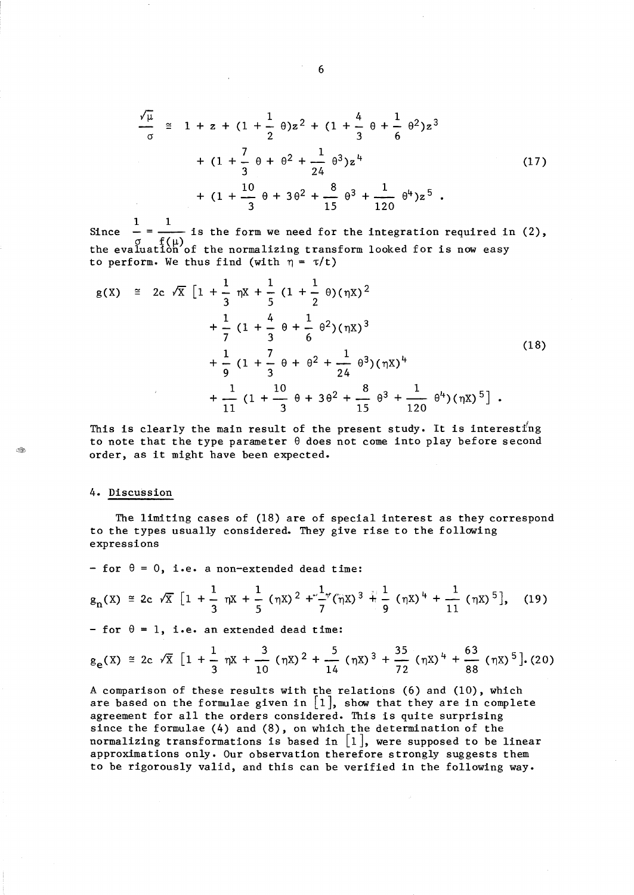$$\frac{\sqrt{\mu}}{\sigma} \cong 1 + z + (1 + \frac{1}{2}\theta)z^2 + (1 + \frac{4}{3}\theta + \frac{1}{6}\theta^2)z^3 + (1 + \frac{7}{3}\theta + \theta^2 + \frac{1}{24}\theta^3)z^4 + (1 + \frac{10}{3}\theta + 3\theta^2 + \frac{8}{15}\theta^3 + \frac{1}{120}\theta^4)z^5 . \tag{17}$$

Since $\frac{1}{\sigma} = \frac{1}{f(\mu)}$ is the form we need for the integration required in (2), the evaluation of the normalizing transform looked for is now easy to perform. We thus find (with $\eta = \tau/t$)

$$g(X) \cong 2c\sqrt{X}\,[1 + \frac{1}{3}\eta X + \frac{1}{5}(1 + \frac{1}{2}\theta)(\eta X)^2 + \frac{1}{7}(1 + \frac{4}{3}\theta + \frac{1}{6}\theta^2)(\eta X)^3 + \frac{1}{9}(1 + \frac{7}{3}\theta + \theta^2 + \frac{1}{24}\theta^3)(\eta X)^4 + \frac{1}{11}(1 + \frac{10}{3}\theta + 3\theta^2 + \frac{8}{15}\theta^3 + \frac{1}{120}\theta^4)(\eta X)^5] . \tag{18}$$

This is clearly the main result of the present study. It is interesting to note that the type parameter $\theta$ does not come into play before second order, as it might have been expected.

## 4. Discussion

The limiting cases of (18) are of special interest as they correspond to the types usually considered. They give rise to the following expressions

– for $\theta = 0$, i.e. a non-extended dead time:

$$g_n(X) \cong 2c\sqrt{X}\,[1 + \frac{1}{3}\eta X + \frac{1}{5}(\eta X)^2 + \frac{1}{7}(\eta X)^3 + \frac{1}{9}(\eta X)^4 + \frac{1}{11}(\eta X)^5], \tag{19}$$

– for $\theta = 1$, i.e. an extended dead time:

$$g_e(X) \cong 2c\sqrt{X}\,[1 + \frac{1}{3}\eta X + \frac{3}{10}(\eta X)^2 + \frac{5}{14}(\eta X)^3 + \frac{35}{72}(\eta X)^4 + \frac{63}{88}(\eta X)^5]. \tag{20}$$

A comparison of these results with the relations (6) and (10), which are based on the formulae given in [1], show that they are in complete agreement for all the orders considered. This is quite surprising since the formulae (4) and (8), on which the determination of the normalizing transformations is based in [1], were supposed to be linear approximations only. Our observation therefore strongly suggests them to be rigorously valid, and this can be verified in the following way.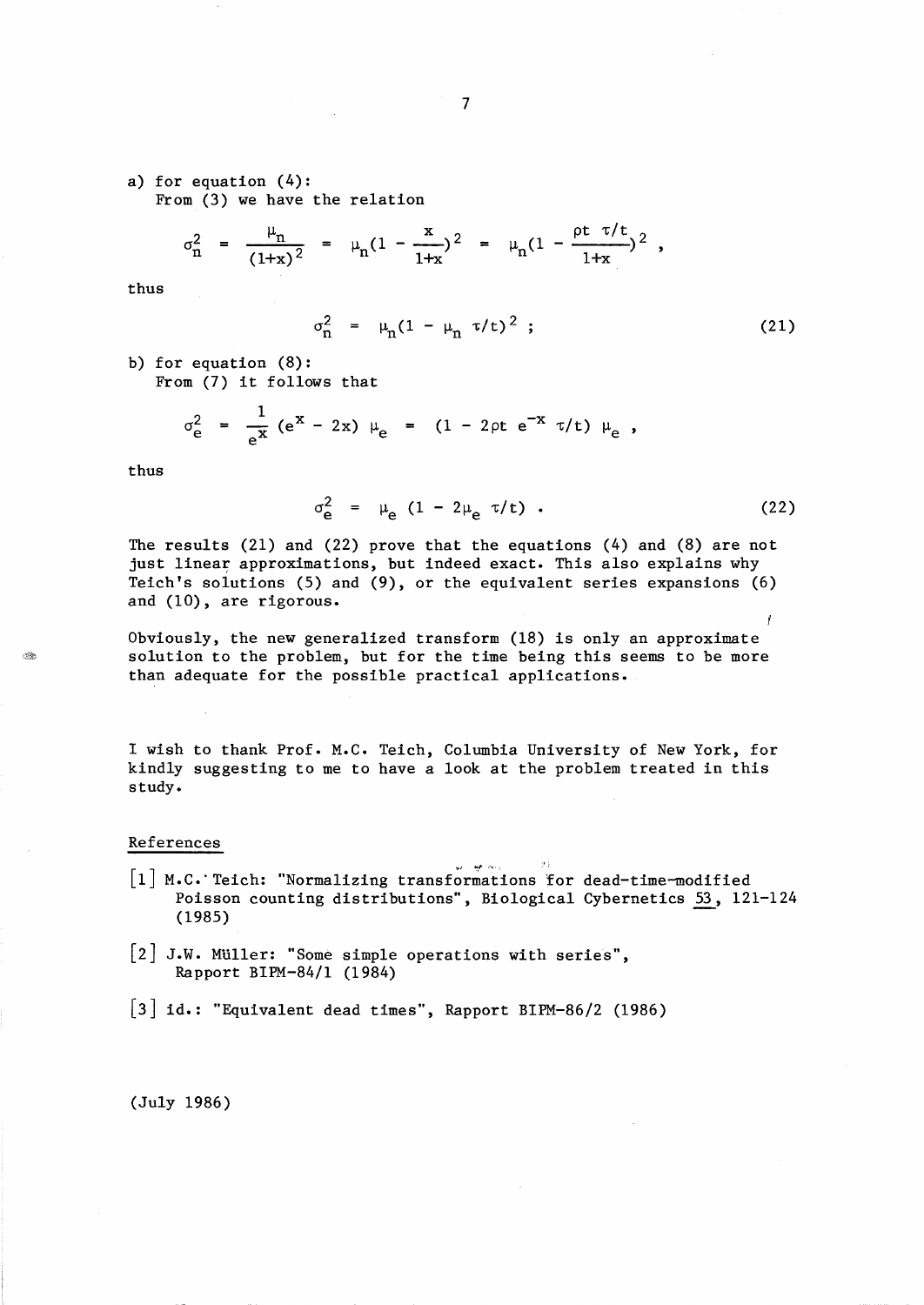a) for equation (4):
From (3) we have the relation

$$\sigma_n^2 = \frac{\mu_n}{(1+x)^2} = \mu_n(1 - \frac{x}{1+x})^2 = \mu_n(1 - \frac{\rho t \ \tau/t}{1+x})^2 ,$$

thus

$$\sigma_n^2 = \mu_n(1 - \mu_n \ \tau/t)^2 ; \tag{21}$$

b) for equation (8):
From (7) it follows that

$$\sigma_e^2 = \frac{1}{e^x} (e^x - 2x) \ \mu_e = (1 - 2\rho t \ e^{-x} \ \tau/t) \ \mu_e ,$$

thus

$$\sigma_e^2 = \mu_e \ (1 - 2\mu_e \ \tau/t) . \tag{22}$$

The results (21) and (22) prove that the equations (4) and (8) are not just linear approximations, but indeed exact. This also explains why Teich's solutions (5) and (9), or the equivalent series expansions (6) and (10), are rigorous.

Obviously, the new generalized transform (18) is only an approximate solution to the problem, but for the time being this seems to be more than adequate for the possible practical applications.

I wish to thank Prof. M.C. Teich, Columbia University of New York, for kindly suggesting to me to have a look at the problem treated in this study.

## References

[1] M.C. Teich: "Normalizing transformations for dead-time-modified Poisson counting distributions", Biological Cybernetics 53, 121-124 (1985)

[2] J.W. Müller: "Some simple operations with series", Rapport BIPM-84/1 (1984)

[3] id.: "Equivalent dead times", Rapport BIPM-86/2 (1986)

(July 1986)